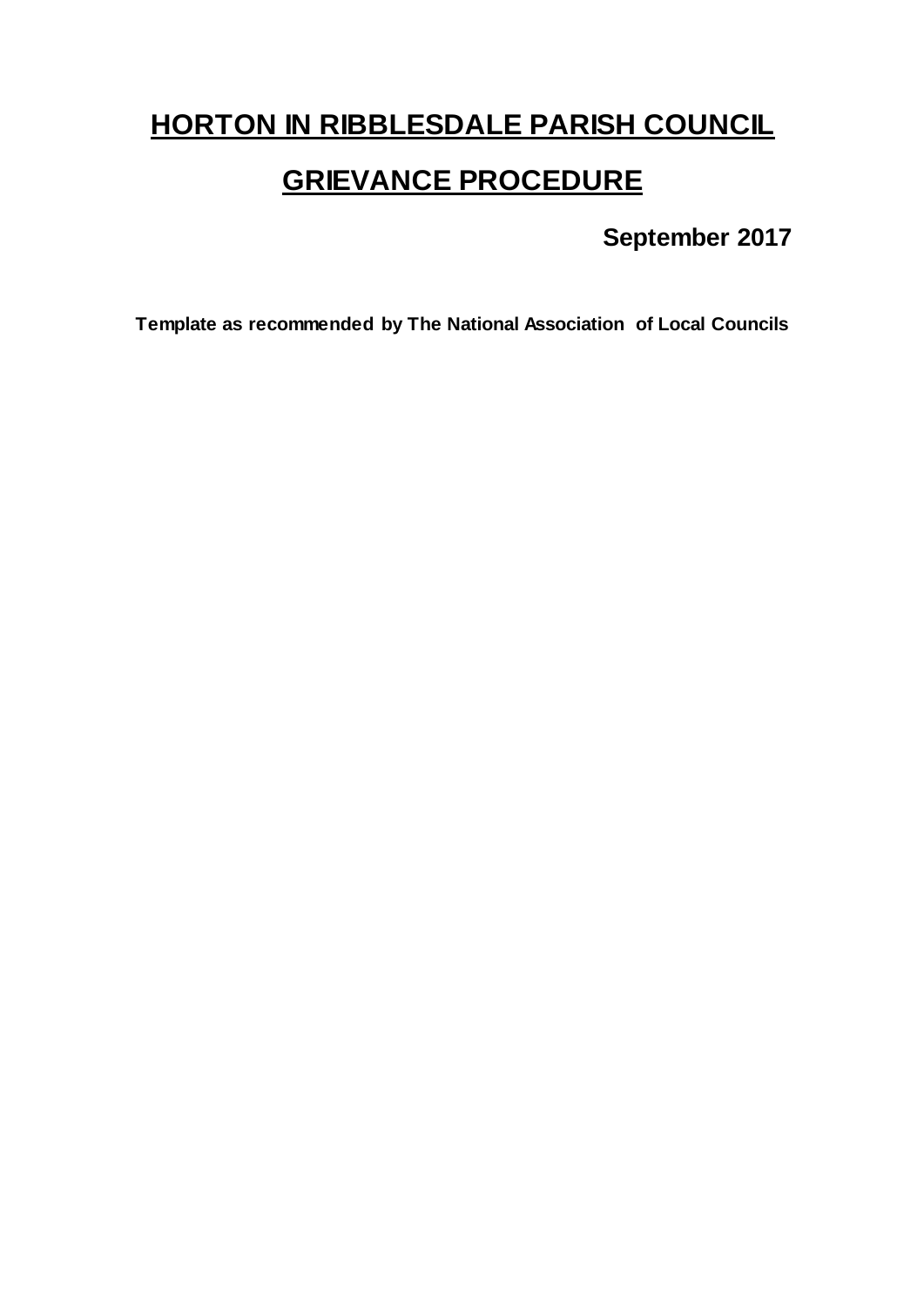# HORTON IN RIBBLESDALE PARISH COUNCIL

# GRIEVANCE PROCEDURE

**September 2017**

**Template as recommended by The National Association of Local Councils**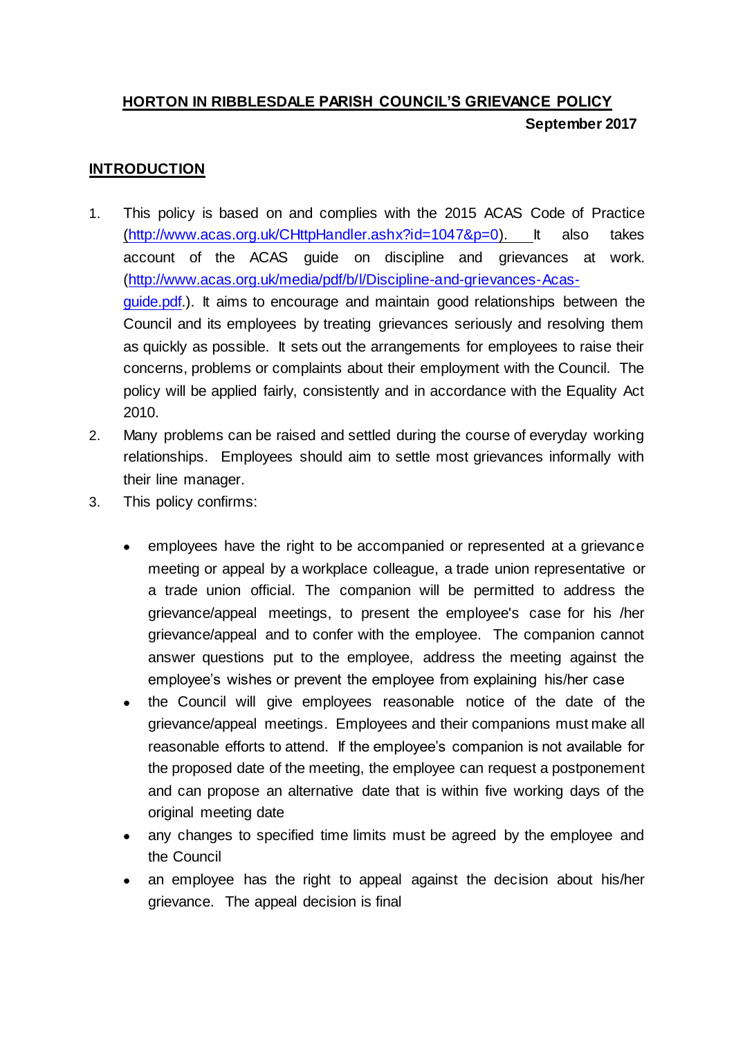## HORTON IN RIBBLESDALE PARISH COUNCIL'S GRIEVANCE POLICY

**September 2017**

## INTRODUCTION

1. This policy is based on and complies with the 2015 ACAS Code of Practice ([http://www.acas.org.uk/CHttpHandler.ashx?id=1047&p=0](http://www.acas.org.uk/CHttpHandler.ashx?id=1047&p=0)). It also takes account of the ACAS guide on discipline and grievances at work. ([http://www.acas.org.uk/media/pdf/b/l/Discipline-and-grievances-Acas-guide.pdf](http://www.acas.org.uk/media/pdf/b/l/Discipline-and-grievances-Acas-guide.pdf).). It aims to encourage and maintain good relationships between the Council and its employees by treating grievances seriously and resolving them as quickly as possible. It sets out the arrangements for employees to raise their concerns, problems or complaints about their employment with the Council. The policy will be applied fairly, consistently and in accordance with the Equality Act 2010.
2. Many problems can be raised and settled during the course of everyday working relationships. Employees should aim to settle most grievances informally with their line manager.
3. This policy confirms:

   - employees have the right to be accompanied or represented at a grievance meeting or appeal by a workplace colleague, a trade union representative or a trade union official. The companion will be permitted to address the grievance/appeal meetings, to present the employee's case for his /her grievance/appeal and to confer with the employee. The companion cannot answer questions put to the employee, address the meeting against the employee's wishes or prevent the employee from explaining his/her case
   - the Council will give employees reasonable notice of the date of the grievance/appeal meetings. Employees and their companions must make all reasonable efforts to attend. If the employee's companion is not available for the proposed date of the meeting, the employee can request a postponement and can propose an alternative date that is within five working days of the original meeting date
   - any changes to specified time limits must be agreed by the employee and the Council
   - an employee has the right to appeal against the decision about his/her grievance. The appeal decision is final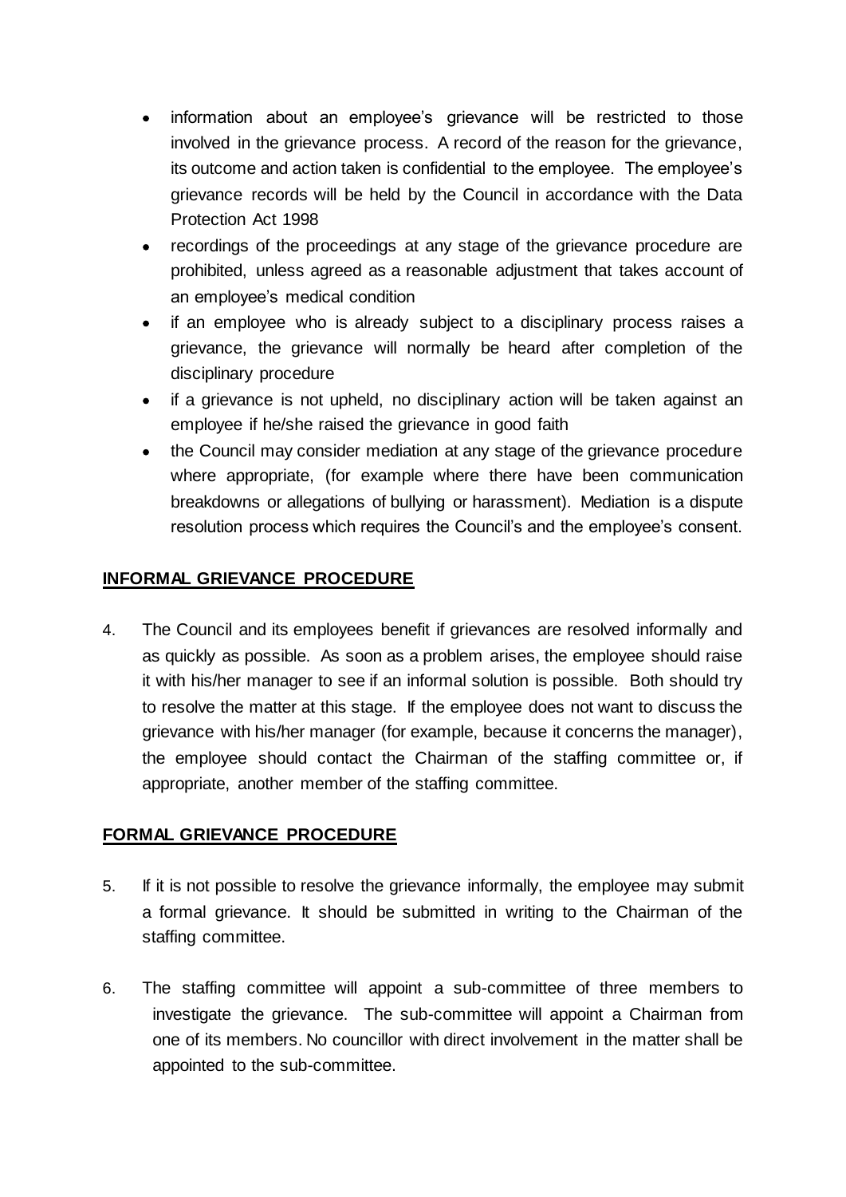- information about an employee's grievance will be restricted to those involved in the grievance process. A record of the reason for the grievance, its outcome and action taken is confidential to the employee. The employee's grievance records will be held by the Council in accordance with the Data Protection Act 1998
- recordings of the proceedings at any stage of the grievance procedure are prohibited, unless agreed as a reasonable adjustment that takes account of an employee's medical condition
- if an employee who is already subject to a disciplinary process raises a grievance, the grievance will normally be heard after completion of the disciplinary procedure
- if a grievance is not upheld, no disciplinary action will be taken against an employee if he/she raised the grievance in good faith
- the Council may consider mediation at any stage of the grievance procedure where appropriate, (for example where there have been communication breakdowns or allegations of bullying or harassment). Mediation is a dispute resolution process which requires the Council's and the employee's consent.

## INFORMAL GRIEVANCE PROCEDURE

4. The Council and its employees benefit if grievances are resolved informally and as quickly as possible. As soon as a problem arises, the employee should raise it with his/her manager to see if an informal solution is possible. Both should try to resolve the matter at this stage. If the employee does not want to discuss the grievance with his/her manager (for example, because it concerns the manager), the employee should contact the Chairman of the staffing committee or, if appropriate, another member of the staffing committee.

## FORMAL GRIEVANCE PROCEDURE

5. If it is not possible to resolve the grievance informally, the employee may submit a formal grievance. It should be submitted in writing to the Chairman of the staffing committee.

6. The staffing committee will appoint a sub-committee of three members to investigate the grievance. The sub-committee will appoint a Chairman from one of its members. No councillor with direct involvement in the matter shall be appointed to the sub-committee.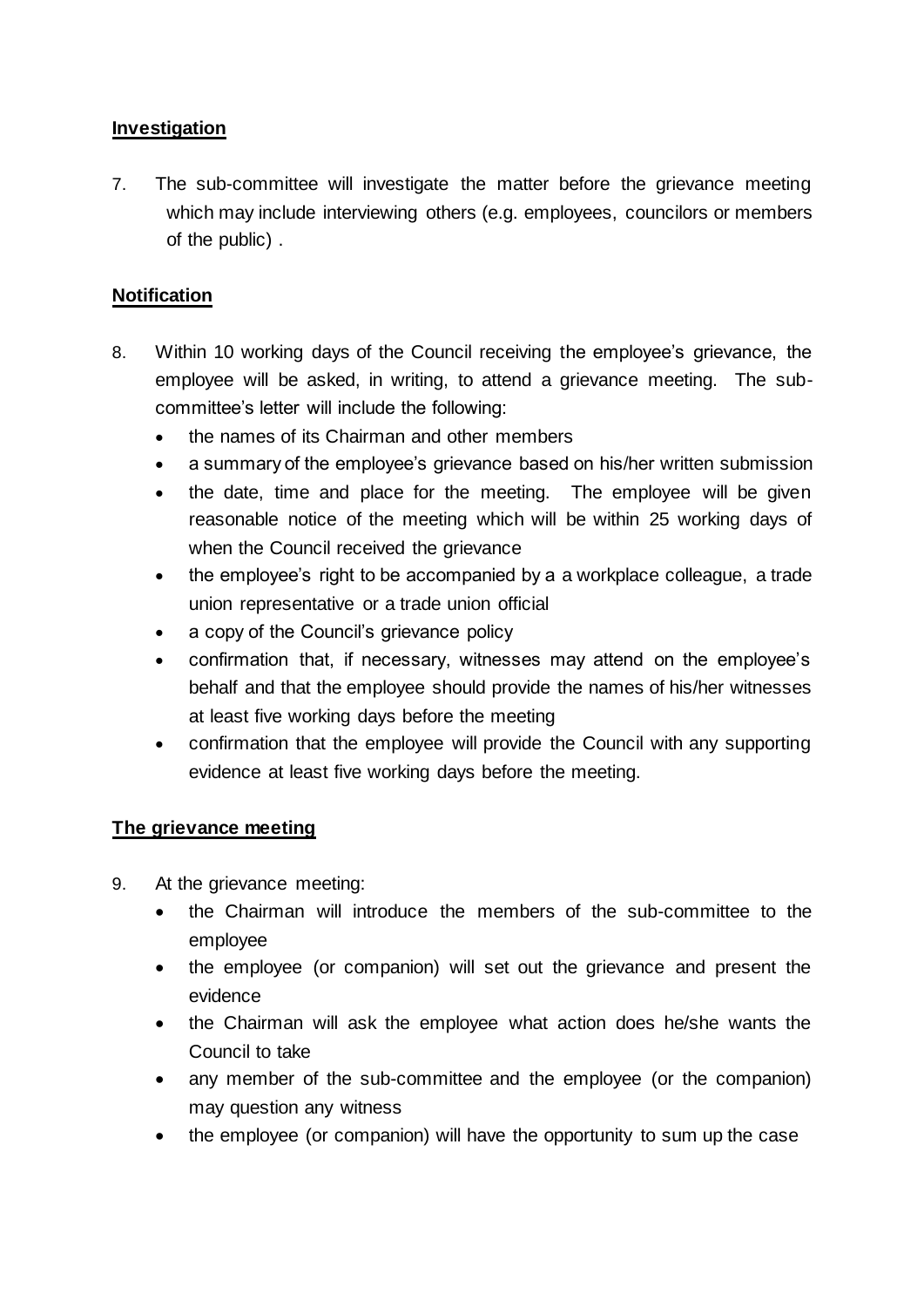**Investigation**

7. The sub-committee will investigate the matter before the grievance meeting which may include interviewing others (e.g. employees, councilors or members of the public) .

**Notification**

8. Within 10 working days of the Council receiving the employee's grievance, the employee will be asked, in writing, to attend a grievance meeting. The sub-committee's letter will include the following:
   - the names of its Chairman and other members
   - a summary of the employee's grievance based on his/her written submission
   - the date, time and place for the meeting. The employee will be given reasonable notice of the meeting which will be within 25 working days of when the Council received the grievance
   - the employee's right to be accompanied by a a workplace colleague, a trade union representative or a trade union official
   - a copy of the Council's grievance policy
   - confirmation that, if necessary, witnesses may attend on the employee's behalf and that the employee should provide the names of his/her witnesses at least five working days before the meeting
   - confirmation that the employee will provide the Council with any supporting evidence at least five working days before the meeting.

**The grievance meeting**

9. At the grievance meeting:
   - the Chairman will introduce the members of the sub-committee to the employee
   - the employee (or companion) will set out the grievance and present the evidence
   - the Chairman will ask the employee what action does he/she wants the Council to take
   - any member of the sub-committee and the employee (or the companion) may question any witness
   - the employee (or companion) will have the opportunity to sum up the case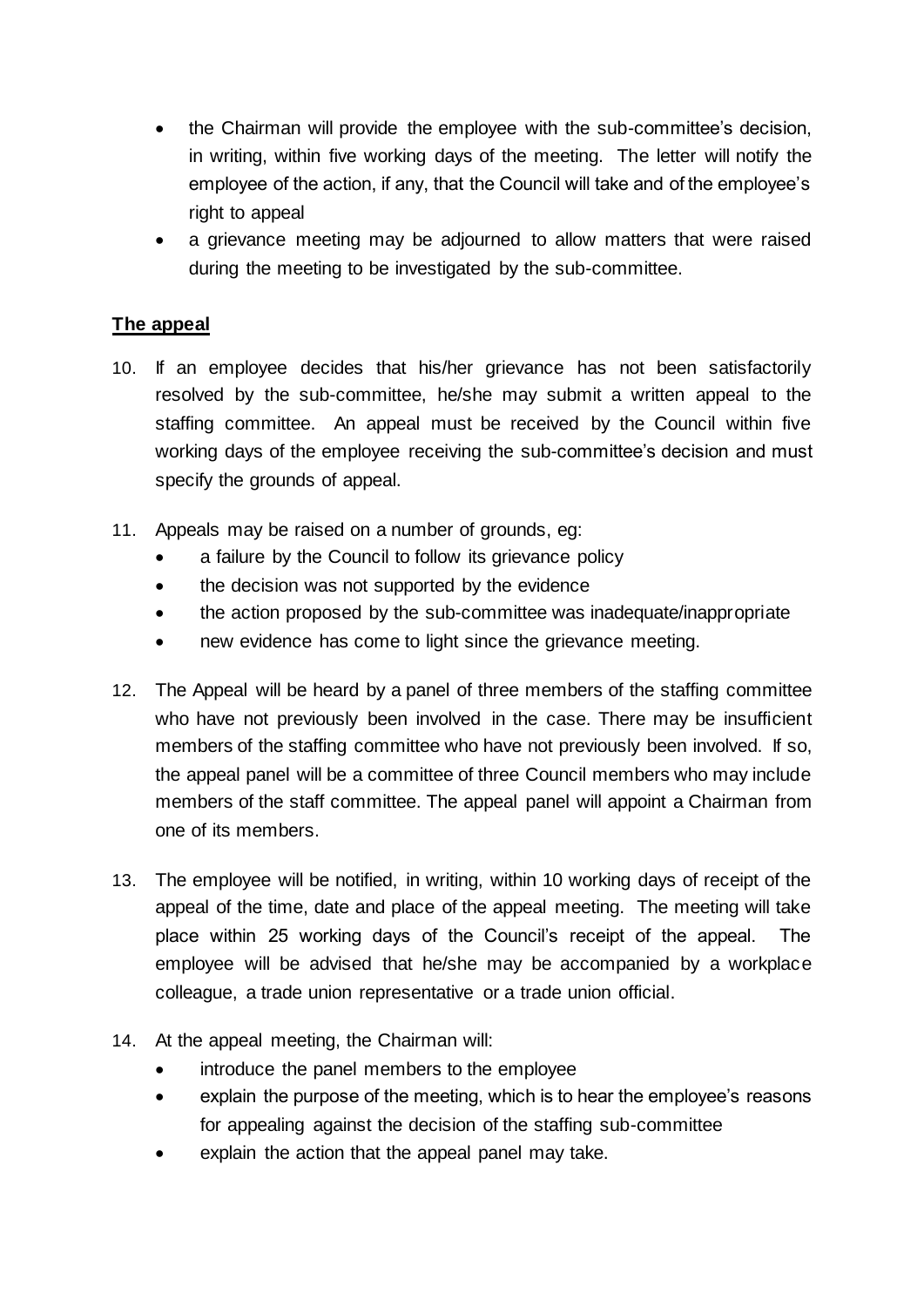- the Chairman will provide the employee with the sub-committee's decision, in writing, within five working days of the meeting. The letter will notify the employee of the action, if any, that the Council will take and of the employee's right to appeal
- a grievance meeting may be adjourned to allow matters that were raised during the meeting to be investigated by the sub-committee.

## **The appeal**

10. If an employee decides that his/her grievance has not been satisfactorily resolved by the sub-committee, he/she may submit a written appeal to the staffing committee. An appeal must be received by the Council within five working days of the employee receiving the sub-committee's decision and must specify the grounds of appeal.

11. Appeals may be raised on a number of grounds, eg:
    - a failure by the Council to follow its grievance policy
    - the decision was not supported by the evidence
    - the action proposed by the sub-committee was inadequate/inappropriate
    - new evidence has come to light since the grievance meeting.

12. The Appeal will be heard by a panel of three members of the staffing committee who have not previously been involved in the case. There may be insufficient members of the staffing committee who have not previously been involved. If so, the appeal panel will be a committee of three Council members who may include members of the staff committee. The appeal panel will appoint a Chairman from one of its members.

13. The employee will be notified, in writing, within 10 working days of receipt of the appeal of the time, date and place of the appeal meeting. The meeting will take place within 25 working days of the Council's receipt of the appeal. The employee will be advised that he/she may be accompanied by a workplace colleague, a trade union representative or a trade union official.

14. At the appeal meeting, the Chairman will:
    - introduce the panel members to the employee
    - explain the purpose of the meeting, which is to hear the employee's reasons for appealing against the decision of the staffing sub-committee
    - explain the action that the appeal panel may take.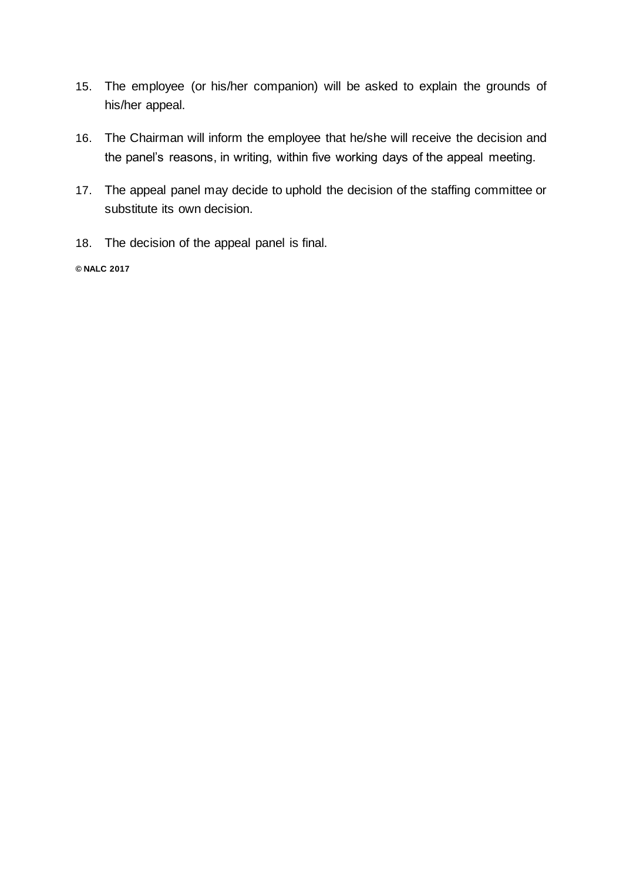15. The employee (or his/her companion) will be asked to explain the grounds of his/her appeal.

16. The Chairman will inform the employee that he/she will receive the decision and the panel's reasons, in writing, within five working days of the appeal meeting.

17. The appeal panel may decide to uphold the decision of the staffing committee or substitute its own decision.

18. The decision of the appeal panel is final.

**© NALC 2017**